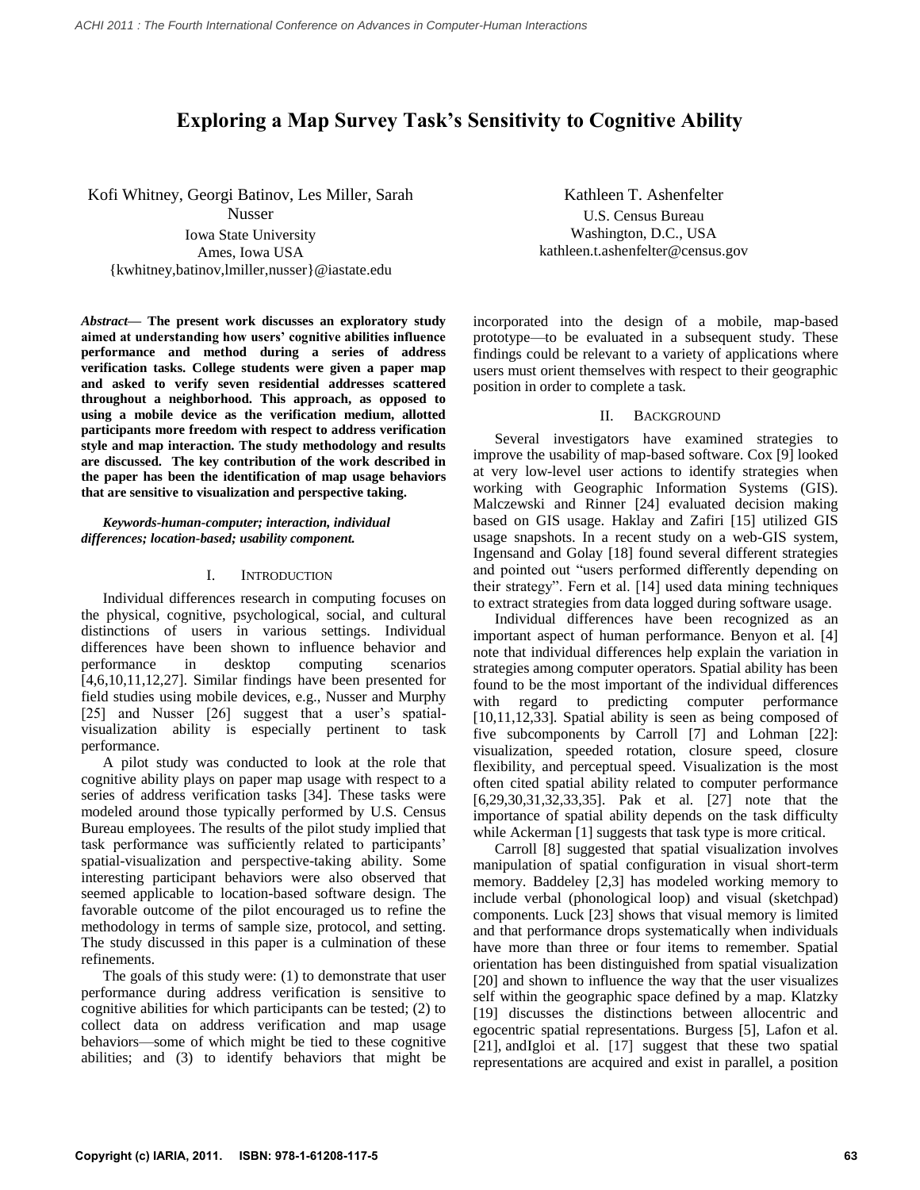# Exploring a Map Survey Task's Sensitivity to Cognitive Ability

Kofi Whitney, Georgi Batinov, Les Miller, Sarah Nusser
Iowa State University
Ames, Iowa USA
{kwhitney,batinov,lmiller,nusser}@iastate.edu

Kathleen T. Ashenfelter
U.S. Census Bureau
Washington, D.C., USA
kathleen.t.ashenfelter@census.gov

***Abstract*— The present work discusses an exploratory study aimed at understanding how users' cognitive abilities influence performance and method during a series of address verification tasks. College students were given a paper map and asked to verify seven residential addresses scattered throughout a neighborhood. This approach, as opposed to using a mobile device as the verification medium, allotted participants more freedom with respect to address verification style and map interaction. The study methodology and results are discussed. The key contribution of the work described in the paper has been the identification of map usage behaviors that are sensitive to visualization and perspective taking.**

***Keywords-human-computer; interaction, individual differences; location-based; usability component.***

## I. Introduction

Individual differences research in computing focuses on the physical, cognitive, psychological, social, and cultural distinctions of users in various settings. Individual differences have been shown to influence behavior and performance in desktop computing scenarios [4,6,10,11,12,27]. Similar findings have been presented for field studies using mobile devices, e.g., Nusser and Murphy [25] and Nusser [26] suggest that a user's spatial-visualization ability is especially pertinent to task performance.

A pilot study was conducted to look at the role that cognitive ability plays on paper map usage with respect to a series of address verification tasks [34]. These tasks were modeled around those typically performed by U.S. Census Bureau employees. The results of the pilot study implied that task performance was sufficiently related to participants' spatial-visualization and perspective-taking ability. Some interesting participant behaviors were also observed that seemed applicable to location-based software design. The favorable outcome of the pilot encouraged us to refine the methodology in terms of sample size, protocol, and setting. The study discussed in this paper is a culmination of these refinements.

The goals of this study were: (1) to demonstrate that user performance during address verification is sensitive to cognitive abilities for which participants can be tested; (2) to collect data on address verification and map usage behaviors—some of which might be tied to these cognitive abilities; and (3) to identify behaviors that might be incorporated into the design of a mobile, map-based prototype—to be evaluated in a subsequent study. These findings could be relevant to a variety of applications where users must orient themselves with respect to their geographic position in order to complete a task.

## II. Background

Several investigators have examined strategies to improve the usability of map-based software. Cox [9] looked at very low-level user actions to identify strategies when working with Geographic Information Systems (GIS). Malczewski and Rinner [24] evaluated decision making based on GIS usage. Haklay and Zafiri [15] utilized GIS usage snapshots. In a recent study on a web-GIS system, Ingensand and Golay [18] found several different strategies and pointed out "users performed differently depending on their strategy". Fern et al. [14] used data mining techniques to extract strategies from data logged during software usage.

Individual differences have been recognized as an important aspect of human performance. Benyon et al. [4] note that individual differences help explain the variation in strategies among computer operators. Spatial ability has been found to be the most important of the individual differences with regard to predicting computer performance [10,11,12,33]. Spatial ability is seen as being composed of five subcomponents by Carroll [7] and Lohman [22]: visualization, speeded rotation, closure speed, closure flexibility, and perceptual speed. Visualization is the most often cited spatial ability related to computer performance [6,29,30,31,32,33,35]. Pak et al. [27] note that the importance of spatial ability depends on the task difficulty while Ackerman [1] suggests that task type is more critical.

Carroll [8] suggested that spatial visualization involves manipulation of spatial configuration in visual short-term memory. Baddeley [2,3] has modeled working memory to include verbal (phonological loop) and visual (sketchpad) components. Luck [23] shows that visual memory is limited and that performance drops systematically when individuals have more than three or four items to remember. Spatial orientation has been distinguished from spatial visualization [20] and shown to influence the way that the user visualizes self within the geographic space defined by a map. Klatzky [19] discusses the distinctions between allocentric and egocentric spatial representations. Burgess [5], Lafon et al. [21], andIgloi et al. [17] suggest that these two spatial representations are acquired and exist in parallel, a position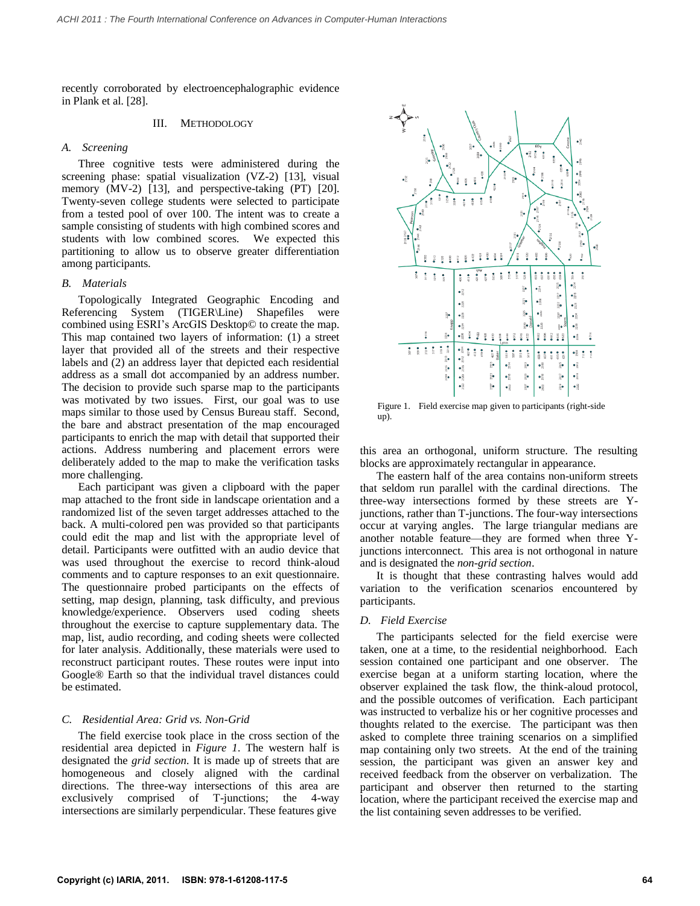recently corroborated by electroencephalographic evidence in Plank et al. [28].

## III. Methodology

### A. Screening

Three cognitive tests were administered during the screening phase: spatial visualization (VZ-2) [13], visual memory (MV-2) [13], and perspective-taking (PT) [20]. Twenty-seven college students were selected to participate from a tested pool of over 100. The intent was to create a sample consisting of students with high combined scores and students with low combined scores. We expected this partitioning to allow us to observe greater differentiation among participants.

### B. Materials

Topologically Integrated Geographic Encoding and Referencing System (TIGER\Line) Shapefiles were combined using ESRI's ArcGIS Desktop© to create the map. This map contained two layers of information: (1) a street layer that provided all of the streets and their respective labels and (2) an address layer that depicted each residential address as a small dot accompanied by an address number. The decision to provide such sparse map to the participants was motivated by two issues. First, our goal was to use maps similar to those used by Census Bureau staff. Second, the bare and abstract presentation of the map encouraged participants to enrich the map with detail that supported their actions. Address numbering and placement errors were deliberately added to the map to make the verification tasks more challenging.

Each participant was given a clipboard with the paper map attached to the front side in landscape orientation and a randomized list of the seven target addresses attached to the back. A multi-colored pen was provided so that participants could edit the map and list with the appropriate level of detail. Participants were outfitted with an audio device that was used throughout the exercise to record think-aloud comments and to capture responses to an exit questionnaire. The questionnaire probed participants on the effects of setting, map design, planning, task difficulty, and previous knowledge/experience. Observers used coding sheets throughout the exercise to capture supplementary data. The map, list, audio recording, and coding sheets were collected for later analysis. Additionally, these materials were used to reconstruct participant routes. These routes were input into Google® Earth so that the individual travel distances could be estimated.

### C. Residential Area: Grid vs. Non-Grid

The field exercise took place in the cross section of the residential area depicted in *Figure 1*. The western half is designated the *grid section*. It is made up of streets that are homogeneous and closely aligned with the cardinal directions. The three-way intersections of this area are exclusively comprised of T-junctions; the 4-way intersections are similarly perpendicular. These features give this area an orthogonal, uniform structure. The resulting blocks are approximately rectangular in appearance.

Figure 1. Field exercise map given to participants (right-side up).

The eastern half of the area contains non-uniform streets that seldom run parallel with the cardinal directions. The three-way intersections formed by these streets are Y-junctions, rather than T-junctions. The four-way intersections occur at varying angles. The large triangular medians are another notable feature—they are formed when three Y-junctions interconnect. This area is not orthogonal in nature and is designated the *non-grid section*.

It is thought that these contrasting halves would add variation to the verification scenarios encountered by participants.

### D. Field Exercise

The participants selected for the field exercise were taken, one at a time, to the residential neighborhood. Each session contained one participant and one observer. The exercise began at a uniform starting location, where the observer explained the task flow, the think-aloud protocol, and the possible outcomes of verification. Each participant was instructed to verbalize his or her cognitive processes and thoughts related to the exercise. The participant was then asked to complete three training scenarios on a simplified map containing only two streets. At the end of the training session, the participant was given an answer key and received feedback from the observer on verbalization. The participant and observer then returned to the starting location, where the participant received the exercise map and the list containing seven addresses to be verified.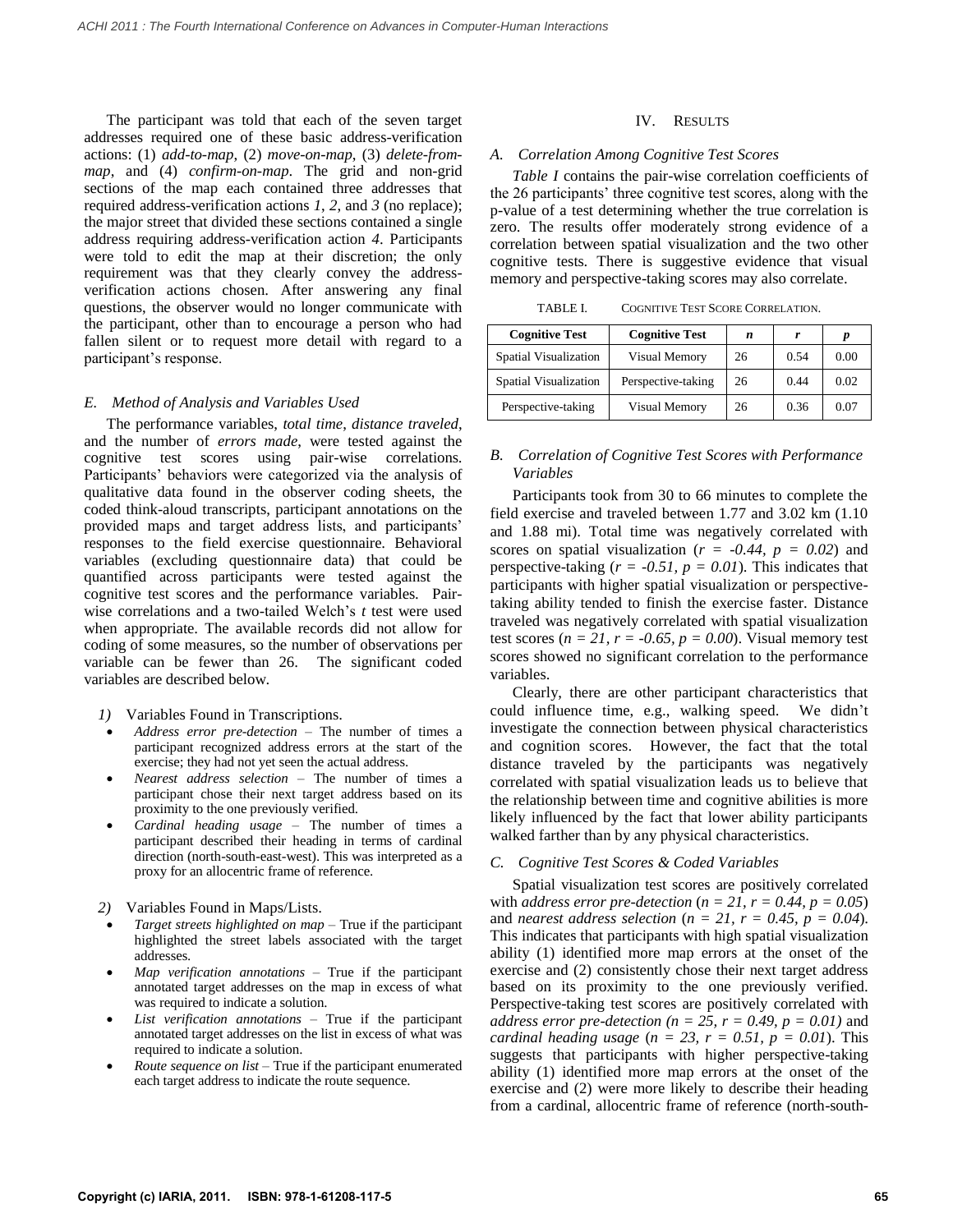The participant was told that each of the seven target addresses required one of these basic address-verification actions: (1) *add-to-map*, (2) *move-on-map*, (3) *delete-from-map*, and (4) *confirm-on-map*. The grid and non-grid sections of the map each contained three addresses that required address-verification actions *1*, *2*, and *3* (no replace); the major street that divided these sections contained a single address requiring address-verification action *4*. Participants were told to edit the map at their discretion; the only requirement was that they clearly convey the address-verification actions chosen. After answering any final questions, the observer would no longer communicate with the participant, other than to encourage a person who had fallen silent or to request more detail with regard to a participant's response.

### *E. Method of Analysis and Variables Used*

The performance variables, *total time*, *distance traveled*, and the number of *errors made*, were tested against the cognitive test scores using pair-wise correlations. Participants' behaviors were categorized via the analysis of qualitative data found in the observer coding sheets, the coded think-aloud transcripts, participant annotations on the provided maps and target address lists, and participants' responses to the field exercise questionnaire. Behavioral variables (excluding questionnaire data) that could be quantified across participants were tested against the cognitive test scores and the performance variables. Pair-wise correlations and a two-tailed Welch's *t* test were used when appropriate. The available records did not allow for coding of some measures, so the number of observations per variable can be fewer than 26. The significant coded variables are described below.

*1)* Variables Found in Transcriptions.

- *Address error pre-detection* – The number of times a participant recognized address errors at the start of the exercise; they had not yet seen the actual address.
- *Nearest address selection* – The number of times a participant chose their next target address based on its proximity to the one previously verified.
- *Cardinal heading usage* – The number of times a participant described their heading in terms of cardinal direction (north-south-east-west). This was interpreted as a proxy for an allocentric frame of reference.

*2)* Variables Found in Maps/Lists.

- *Target streets highlighted on map* – True if the participant highlighted the street labels associated with the target addresses.
- *Map verification annotations* – True if the participant annotated target addresses on the map in excess of what was required to indicate a solution.
- *List verification annotations* – True if the participant annotated target addresses on the list in excess of what was required to indicate a solution.
- *Route sequence on list* – True if the participant enumerated each target address to indicate the route sequence.

## IV. Results

### *A. Correlation Among Cognitive Test Scores*

*Table I* contains the pair-wise correlation coefficients of the 26 participants' three cognitive test scores, along with the p-value of a test determining whether the true correlation is zero. The results offer moderately strong evidence of a correlation between spatial visualization and the two other cognitive tests. There is suggestive evidence that visual memory and perspective-taking scores may also correlate.

TABLE I. Cognitive Test Score Correlation.

| Cognitive Test | Cognitive Test | *n* | *r* | *p* |
|---|---|---|---|---|
| Spatial Visualization | Visual Memory | 26 | 0.54 | 0.00 |
| Spatial Visualization | Perspective-taking | 26 | 0.44 | 0.02 |
| Perspective-taking | Visual Memory | 26 | 0.36 | 0.07 |

### *B. Correlation of Cognitive Test Scores with Performance Variables*

Participants took from 30 to 66 minutes to complete the field exercise and traveled between 1.77 and 3.02 km (1.10 and 1.88 mi). Total time was negatively correlated with scores on spatial visualization ($r = -0.44$, $p = 0.02$) and perspective-taking ($r = -0.51$, $p = 0.01$). This indicates that participants with higher spatial visualization or perspective-taking ability tended to finish the exercise faster. Distance traveled was negatively correlated with spatial visualization test scores ($n = 21$, $r = -0.65$, $p = 0.00$). Visual memory test scores showed no significant correlation to the performance variables.

Clearly, there are other participant characteristics that could influence time, e.g., walking speed. We didn't investigate the connection between physical characteristics and cognition scores. However, the fact that the total distance traveled by the participants was negatively correlated with spatial visualization leads us to believe that the relationship between time and cognitive abilities is more likely influenced by the fact that lower ability participants walked farther than by any physical characteristics.

### *C. Cognitive Test Scores & Coded Variables*

Spatial visualization test scores are positively correlated with *address error pre-detection* ($n = 21$, $r = 0.44$, $p = 0.05$) and *nearest address selection* ($n = 21$, $r = 0.45$, $p = 0.04$). This indicates that participants with high spatial visualization ability (1) identified more map errors at the onset of the exercise and (2) consistently chose their next target address based on its proximity to the one previously verified. Perspective-taking test scores are positively correlated with *address error pre-detection* ($n = 25$, $r = 0.49$, $p = 0.01$) and *cardinal heading usage* ($n = 23$, $r = 0.51$, $p = 0.01$). This suggests that participants with higher perspective-taking ability (1) identified more map errors at the onset of the exercise and (2) were more likely to describe their heading from a cardinal, allocentric frame of reference (north-south-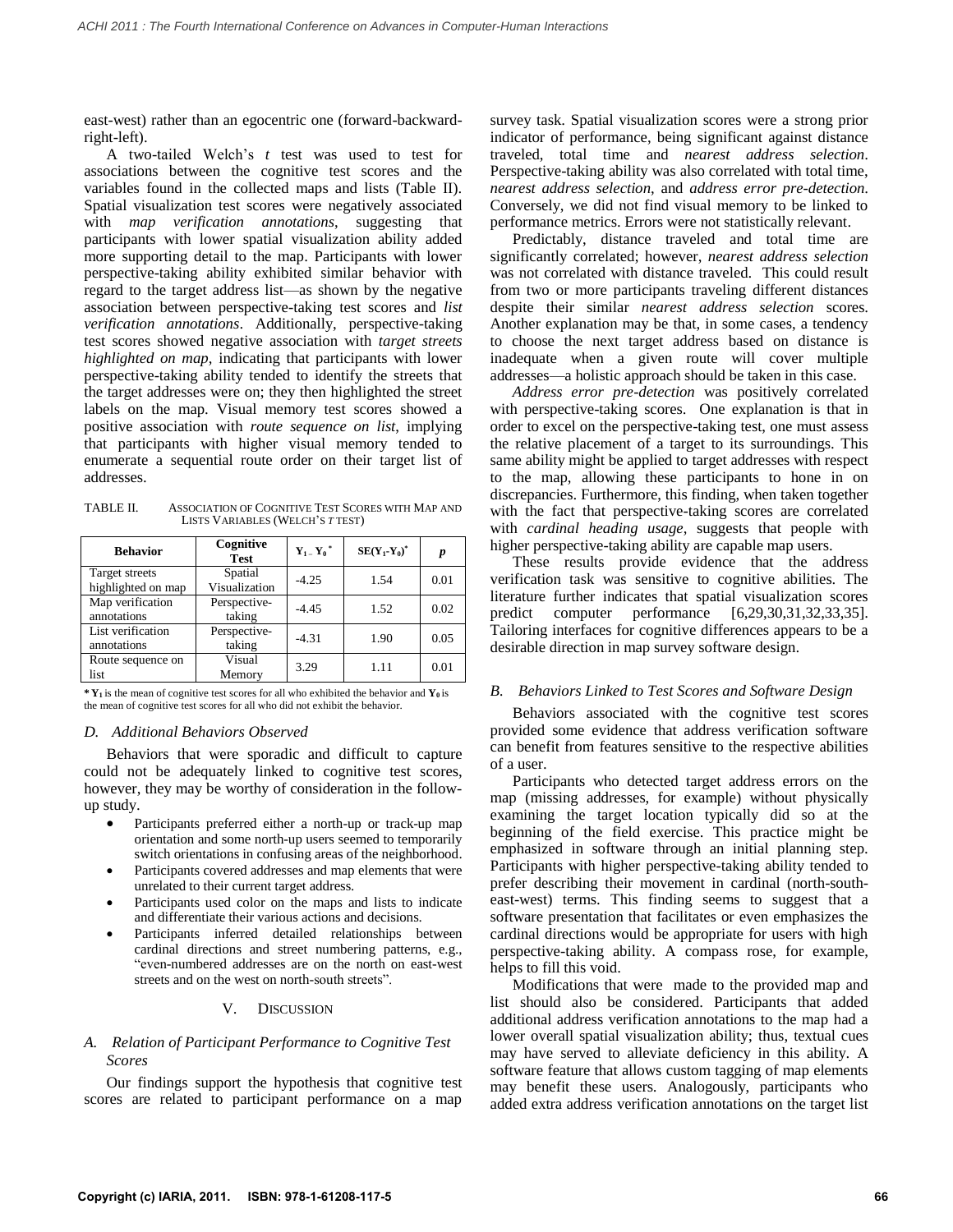east-west) rather than an egocentric one (forward-backward-right-left).

A two-tailed Welch's *t* test was used to test for associations between the cognitive test scores and the variables found in the collected maps and lists (Table II). Spatial visualization test scores were negatively associated with *map verification annotations*, suggesting that participants with lower spatial visualization ability added more supporting detail to the map. Participants with lower perspective-taking ability exhibited similar behavior with regard to the target address list—as shown by the negative association between perspective-taking test scores and *list verification annotations*. Additionally, perspective-taking test scores showed negative association with *target streets highlighted on map*, indicating that participants with lower perspective-taking ability tended to identify the streets that the target addresses were on; they then highlighted the street labels on the map. Visual memory test scores showed a positive association with *route sequence on list*, implying that participants with higher visual memory tended to enumerate a sequential route order on their target list of addresses.

TABLE II. ASSOCIATION OF COGNITIVE TEST SCORES WITH MAP AND LISTS VARIABLES (WELCH'S *T* TEST)

| Behavior | Cognitive Test | $Y_1 - Y_0$ * | $SE(Y_1\text{-}Y_0)$* | *p* |
|---|---|---|---|---|
| Target streets highlighted on map | Spatial Visualization | -4.25 | 1.54 | 0.01 |
| Map verification annotations | Perspective-taking | -4.45 | 1.52 | 0.02 |
| List verification annotations | Perspective-taking | -4.31 | 1.90 | 0.05 |
| Route sequence on list | Visual Memory | 3.29 | 1.11 | 0.01 |

* $\mathbf{Y_1}$ is the mean of cognitive test scores for all who exhibited the behavior and $\mathbf{Y_0}$ is the mean of cognitive test scores for all who did not exhibit the behavior.

### *D. Additional Behaviors Observed*

Behaviors that were sporadic and difficult to capture could not be adequately linked to cognitive test scores, however, they may be worthy of consideration in the follow-up study.

- Participants preferred either a north-up or track-up map orientation and some north-up users seemed to temporarily switch orientations in confusing areas of the neighborhood.
- Participants covered addresses and map elements that were unrelated to their current target address.
- Participants used color on the maps and lists to indicate and differentiate their various actions and decisions.
- Participants inferred detailed relationships between cardinal directions and street numbering patterns, e.g., "even-numbered addresses are on the north on east-west streets and on the west on north-south streets".

## V. DISCUSSION

### *A. Relation of Participant Performance to Cognitive Test Scores*

Our findings support the hypothesis that cognitive test scores are related to participant performance on a map survey task. Spatial visualization scores were a strong prior indicator of performance, being significant against distance traveled, total time and *nearest address selection*. Perspective-taking ability was also correlated with total time, *nearest address selection*, and *address error pre-detection*. Conversely, we did not find visual memory to be linked to performance metrics. Errors were not statistically relevant.

Predictably, distance traveled and total time are significantly correlated; however, *nearest address selection* was not correlated with distance traveled. This could result from two or more participants traveling different distances despite their similar *nearest address selection* scores. Another explanation may be that, in some cases, a tendency to choose the next target address based on distance is inadequate when a given route will cover multiple addresses—a holistic approach should be taken in this case.

*Address error pre-detection* was positively correlated with perspective-taking scores. One explanation is that in order to excel on the perspective-taking test, one must assess the relative placement of a target to its surroundings. This same ability might be applied to target addresses with respect to the map, allowing these participants to hone in on discrepancies. Furthermore, this finding, when taken together with the fact that perspective-taking scores are correlated with *cardinal heading usage*, suggests that people with higher perspective-taking ability are capable map users.

These results provide evidence that the address verification task was sensitive to cognitive abilities. The literature further indicates that spatial visualization scores predict computer performance [6,29,30,31,32,33,35]. Tailoring interfaces for cognitive differences appears to be a desirable direction in map survey software design.

### *B. Behaviors Linked to Test Scores and Software Design*

Behaviors associated with the cognitive test scores provided some evidence that address verification software can benefit from features sensitive to the respective abilities of a user.

Participants who detected target address errors on the map (missing addresses, for example) without physically examining the target location typically did so at the beginning of the field exercise. This practice might be emphasized in software through an initial planning step. Participants with higher perspective-taking ability tended to prefer describing their movement in cardinal (north-south-east-west) terms. This finding seems to suggest that a software presentation that facilitates or even emphasizes the cardinal directions would be appropriate for users with high perspective-taking ability. A compass rose, for example, helps to fill this void.

Modifications that were made to the provided map and list should also be considered. Participants that added additional address verification annotations to the map had a lower overall spatial visualization ability; thus, textual cues may have served to alleviate deficiency in this ability. A software feature that allows custom tagging of map elements may benefit these users. Analogously, participants who added extra address verification annotations on the target list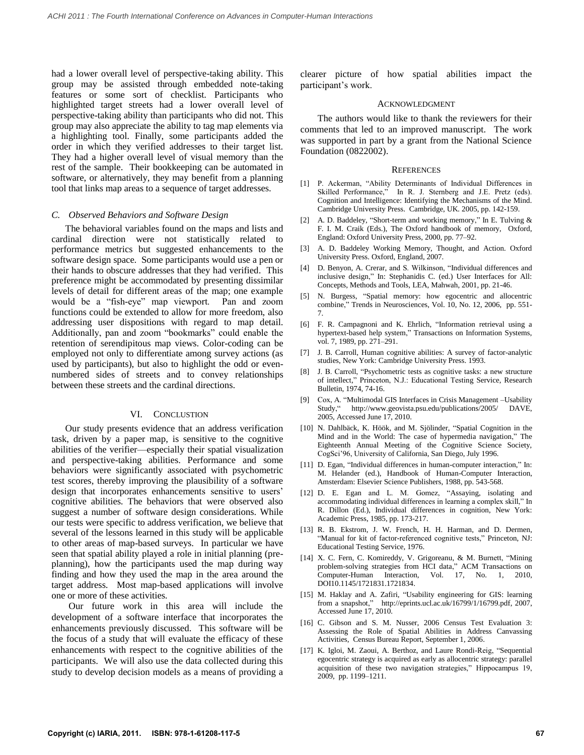had a lower overall level of perspective-taking ability. This group may be assisted through embedded note-taking features or some sort of checklist. Participants who highlighted target streets had a lower overall level of perspective-taking ability than participants who did not. This group may also appreciate the ability to tag map elements via a highlighting tool. Finally, some participants added the order in which they verified addresses to their target list. They had a higher overall level of visual memory than the rest of the sample. Their bookkeeping can be automated in software, or alternatively, they may benefit from a planning tool that links map areas to a sequence of target addresses.

### *C. Observed Behaviors and Software Design*

The behavioral variables found on the maps and lists and cardinal direction were not statistically related to performance metrics but suggested enhancements to the software design space. Some participants would use a pen or their hands to obscure addresses that they had verified. This preference might be accommodated by presenting dissimilar levels of detail for different areas of the map; one example would be a "fish-eye" map viewport. Pan and zoom functions could be extended to allow for more freedom, also addressing user dispositions with regard to map detail. Additionally, pan and zoom "bookmarks" could enable the retention of serendipitous map views. Color-coding can be employed not only to differentiate among survey actions (as used by participants), but also to highlight the odd or even-numbered sides of streets and to convey relationships between these streets and the cardinal directions.

## VI. CONCLUSTION

Our study presents evidence that an address verification task, driven by a paper map, is sensitive to the cognitive abilities of the verifier—especially their spatial visualization and perspective-taking abilities. Performance and some behaviors were significantly associated with psychometric test scores, thereby improving the plausibility of a software design that incorporates enhancements sensitive to users' cognitive abilities. The behaviors that were observed also suggest a number of software design considerations. While our tests were specific to address verification, we believe that several of the lessons learned in this study will be applicable to other areas of map-based surveys. In particular we have seen that spatial ability played a role in initial planning (pre-planning), how the participants used the map during way finding and how they used the map in the area around the target address. Most map-based applications will involve one or more of these activities.

Our future work in this area will include the development of a software interface that incorporates the enhancements previously discussed. This software will be the focus of a study that will evaluate the efficacy of these enhancements with respect to the cognitive abilities of the participants. We will also use the data collected during this study to develop decision models as a means of providing a clearer picture of how spatial abilities impact the participant's work.

## ACKNOWLEDGMENT

The authors would like to thank the reviewers for their comments that led to an improved manuscript. The work was supported in part by a grant from the National Science Foundation (0822002).

## REFERENCES

[1] P. Ackerman, "Ability Determinants of Individual Differences in Skilled Performance," In R. J. Sternberg and J.E. Pretz (eds). Cognition and Intelligence: Identifying the Mechanisms of the Mind. Cambridge University Press. Cambridge, UK. 2005, pp. 142-159.

[2] A. D. Baddeley, "Short-term and working memory," In E. Tulving & F. I. M. Craik (Eds.), The Oxford handbook of memory, Oxford, England: Oxford University Press, 2000, pp. 77–92.

[3] A. D. Baddeley Working Memory, Thought, and Action. Oxford University Press. Oxford, England, 2007.

[4] D. Benyon, A. Crerar, and S. Wilkinson, "Individual differences and inclusive design," In: Stephanidis C. (ed.) User Interfaces for All: Concepts, Methods and Tools, LEA, Mahwah, 2001, pp. 21-46.

[5] N. Burgess, "Spatial memory: how egocentric and allocentric combine," Trends in Neurosciences, Vol. 10, No. 12, 2006, pp. 551-7.

[6] F. R. Campagnoni and K. Ehrlich, "Information retrieval using a hypertext-based help system," Transactions on Information Systems, vol. 7, 1989, pp. 271–291.

[7] J. B. Carroll, Human cognitive abilities: A survey of factor-analytic studies, New York: Cambridge University Press. 1993.

[8] J. B. Carroll, "Psychometric tests as cognitive tasks: a new structure of intellect," Princeton, N.J.: Educational Testing Service, Research Bulletin, 1974, 74-16.

[9] Cox, A. "Multimodal GIS Interfaces in Crisis Management –Usability Study," http://www.geovista.psu.edu/publications/2005/ DAVE, 2005, Accessed June 17, 2010.

[10] N. Dahlbäck, K. Höök, and M. Sjölinder, "Spatial Cognition in the Mind and in the World: The case of hypermedia navigation," The Eighteenth Annual Meeting of the Cognitive Science Society, CogSci'96, University of California, San Diego, July 1996.

[11] D. Egan, "Individual differences in human-computer interaction," In: M. Helander (ed.), Handbook of Human-Computer Interaction, Amsterdam: Elsevier Science Publishers, 1988, pp. 543-568.

[12] D. E. Egan and L. M. Gomez, "Assaying, isolating and accommodating individual differences in learning a complex skill," In R. Dillon (Ed.), Individual differences in cognition, New York: Academic Press, 1985, pp. 173-217.

[13] R. B. Ekstrom, J. W. French, H. H. Harman, and D. Dermen, "Manual for kit of factor-referenced cognitive tests," Princeton, NJ: Educational Testing Service, 1976.

[14] X. C. Fern, C. Komireddy, V. Grigoreanu, & M. Burnett, "Mining problem-solving strategies from HCI data," ACM Transactions on Computer-Human Interaction, Vol. 17, No. 1, 2010, DOI10.1145/1721831.1721834.

[15] M. Haklay and A. Zafiri, "Usability engineering for GIS: learning from a snapshot," http://eprints.ucl.ac.uk/16799/1/16799.pdf, 2007, Accessed June 17, 2010.

[16] C. Gibson and S. M. Nusser, 2006 Census Test Evaluation 3: Assessing the Role of Spatial Abilities in Address Canvassing Activities, Census Bureau Report, September 1, 2006.

[17] K. Igloi, M. Zaoui, A. Berthoz, and Laure Rondi-Reig, "Sequential egocentric strategy is acquired as early as allocentric strategy: parallel acquisition of these two navigation strategies," Hippocampus 19, 2009, pp. 1199–1211.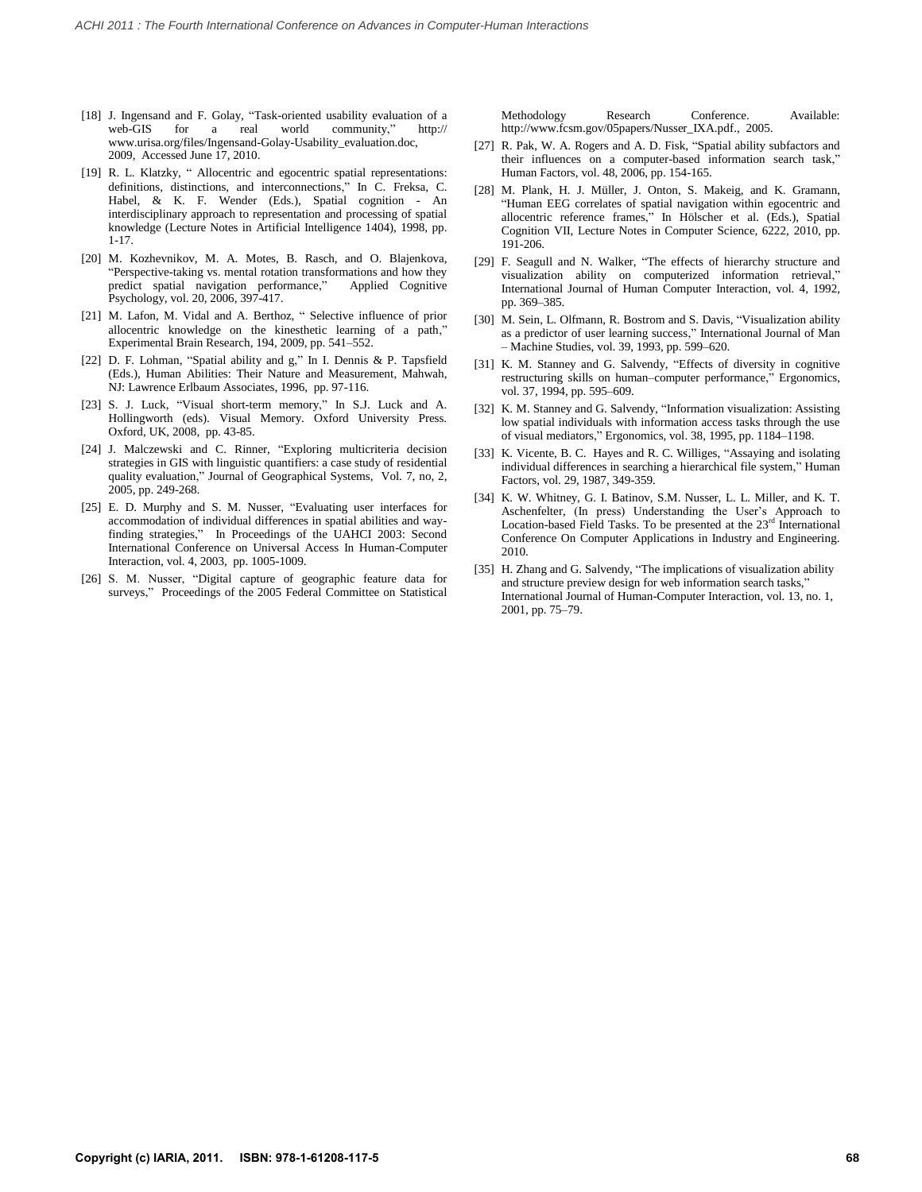[18] J. Ingensand and F. Golay, "Task-oriented usability evaluation of a web-GIS for a real world community," http:// www.urisa.org/files/Ingensand-Golay-Usability_evaluation.doc, 2009, Accessed June 17, 2010.

[19] R. L. Klatzky, " Allocentric and egocentric spatial representations: definitions, distinctions, and interconnections," In C. Freksa, C. Habel, & K. F. Wender (Eds.), Spatial cognition - An interdisciplinary approach to representation and processing of spatial knowledge (Lecture Notes in Artificial Intelligence 1404), 1998, pp. 1-17.

[20] M. Kozhevnikov, M. A. Motes, B. Rasch, and O. Blajenkova, "Perspective-taking vs. mental rotation transformations and how they predict spatial navigation performance," Applied Cognitive Psychology, vol. 20, 2006, 397-417.

[21] M. Lafon, M. Vidal and A. Berthoz, " Selective influence of prior allocentric knowledge on the kinesthetic learning of a path," Experimental Brain Research, 194, 2009, pp. 541–552.

[22] D. F. Lohman, "Spatial ability and g," In I. Dennis & P. Tapsfield (Eds.), Human Abilities: Their Nature and Measurement, Mahwah, NJ: Lawrence Erlbaum Associates, 1996, pp. 97-116.

[23] S. J. Luck, "Visual short-term memory," In S.J. Luck and A. Hollingworth (eds). Visual Memory. Oxford University Press. Oxford, UK, 2008, pp. 43-85.

[24] J. Malczewski and C. Rinner, "Exploring multicriteria decision strategies in GIS with linguistic quantifiers: a case study of residential quality evaluation," Journal of Geographical Systems, Vol. 7, no, 2, 2005, pp. 249-268.

[25] E. D. Murphy and S. M. Nusser, "Evaluating user interfaces for accommodation of individual differences in spatial abilities and way-finding strategies," In Proceedings of the UAHCI 2003: Second International Conference on Universal Access In Human-Computer Interaction, vol. 4, 2003, pp. 1005-1009.

[26] S. M. Nusser, "Digital capture of geographic feature data for surveys," Proceedings of the 2005 Federal Committee on Statistical Methodology Research Conference. Available: http://www.fcsm.gov/05papers/Nusser_IXA.pdf., 2005.

[27] R. Pak, W. A. Rogers and A. D. Fisk, "Spatial ability subfactors and their influences on a computer-based information search task," Human Factors, vol. 48, 2006, pp. 154-165.

[28] M. Plank, H. J. Müller, J. Onton, S. Makeig, and K. Gramann, "Human EEG correlates of spatial navigation within egocentric and allocentric reference frames," In Hölscher et al. (Eds.), Spatial Cognition VII, Lecture Notes in Computer Science, 6222, 2010, pp. 191-206.

[29] F. Seagull and N. Walker, "The effects of hierarchy structure and visualization ability on computerized information retrieval," International Journal of Human Computer Interaction, vol. 4, 1992, pp. 369–385.

[30] M. Sein, L. Olfmann, R. Bostrom and S. Davis, "Visualization ability as a predictor of user learning success," International Journal of Man – Machine Studies, vol. 39, 1993, pp. 599–620.

[31] K. M. Stanney and G. Salvendy, "Effects of diversity in cognitive restructuring skills on human–computer performance," Ergonomics, vol. 37, 1994, pp. 595–609.

[32] K. M. Stanney and G. Salvendy, "Information visualization: Assisting low spatial individuals with information access tasks through the use of visual mediators," Ergonomics, vol. 38, 1995, pp. 1184–1198.

[33] K. Vicente, B. C. Hayes and R. C. Williges, "Assaying and isolating individual differences in searching a hierarchical file system," Human Factors, vol. 29, 1987, 349-359.

[34] K. W. Whitney, G. I. Batinov, S.M. Nusser, L. L. Miller, and K. T. Aschenfelter, (In press) Understanding the User's Approach to Location-based Field Tasks. To be presented at the 23rd International Conference On Computer Applications in Industry and Engineering. 2010.

[35] H. Zhang and G. Salvendy, "The implications of visualization ability and structure preview design for web information search tasks," International Journal of Human-Computer Interaction, vol. 13, no. 1, 2001, pp. 75–79.